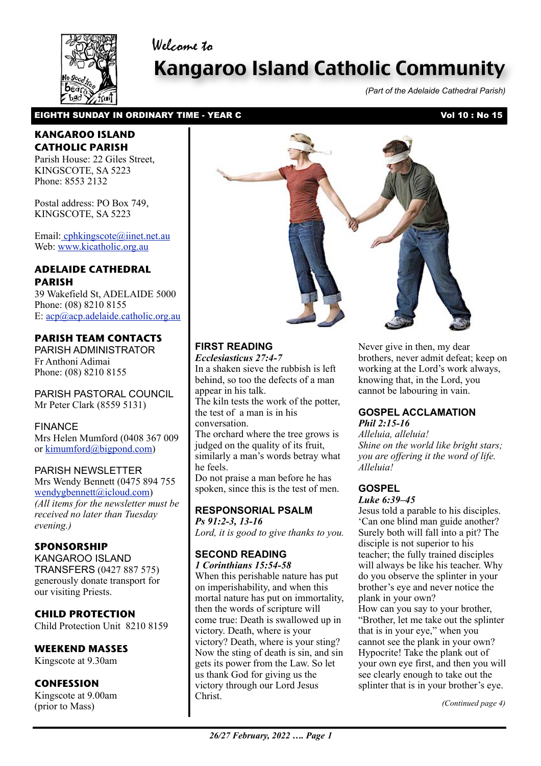Welcome to

# Kangaroo Island Catholic Community

*(Part of the Adelaide Cathedral Parish)*

**EIGHTH SUNDAY IN ORDINARY TIME - YEAR C** **Vol 10 : No 15**

## KANGAROO ISLAND CATHOLIC PARISH

Parish House: 22 Giles Street, KINGSCOTE, SA 5223
Phone: 8553 2132

Postal address: PO Box 749, KINGSCOTE, SA 5223

Email: cphkingscote@iinet.net.au
Web: www.kicatholic.org.au

## ADELAIDE CATHEDRAL PARISH

39 Wakefield St, ADELAIDE 5000
Phone: (08) 8210 8155
E: acp@acp.adelaide.catholic.org.au

## PARISH TEAM CONTACTS

PARISH ADMINISTRATOR
Fr Anthoni Adimai
Phone: (08) 8210 8155

PARISH PASTORAL COUNCIL
Mr Peter Clark (8559 5131)

FINANCE
Mrs Helen Mumford (0408 367 009 or kimumford@bigpond.com)

PARISH NEWSLETTER
Mrs Wendy Bennett (0475 894 755 wendygbennett@icloud.com)
*(All items for the newsletter must be received no later than Tuesday evening.)*

## SPONSORSHIP

KANGAROO ISLAND TRANSFERS (0427 887 575) generously donate transport for our visiting Priests.

## CHILD PROTECTION

Child Protection Unit 8210 8159

## WEEKEND MASSES

Kingscote at 9.30am

## CONFESSION

Kingscote at 9.00am (prior to Mass)

## FIRST READING

***Ecclesiasticus 27:4-7***

In a shaken sieve the rubbish is left behind, so too the defects of a man appear in his talk.
The kiln tests the work of the potter, the test of a man is in his conversation.
The orchard where the tree grows is judged on the quality of its fruit, similarly a man's words betray what he feels.
Do not praise a man before he has spoken, since this is the test of men.

## RESPONSORIAL PSALM

***Ps 91:2-3, 13-16***

*Lord, it is good to give thanks to you.*

## SECOND READING

***1 Corinthians 15:54-58***

When this perishable nature has put on imperishability, and when this mortal nature has put on immortality, then the words of scripture will come true: Death is swallowed up in victory. Death, where is your victory? Death, where is your sting? Now the sting of death is sin, and sin gets its power from the Law. So let us thank God for giving us the victory through our Lord Jesus Christ.

Never give in then, my dear brothers, never admit defeat; keep on working at the Lord's work always, knowing that, in the Lord, you cannot be labouring in vain.

## GOSPEL ACCLAMATION

***Phil 2:15-16***

*Alleluia, alleluia!*
*Shine on the world like bright stars; you are offering it the word of life.*
*Alleluia!*

## GOSPEL

***Luke 6:39–45***

Jesus told a parable to his disciples. 'Can one blind man guide another? Surely both will fall into a pit? The disciple is not superior to his teacher; the fully trained disciples will always be like his teacher. Why do you observe the splinter in your brother's eye and never notice the plank in your own?
How can you say to your brother, "Brother, let me take out the splinter that is in your eye," when you cannot see the plank in your own? Hypocrite! Take the plank out of your own eye first, and then you will see clearly enough to take out the splinter that is in your brother's eye.

*(Continued page 4)*

*26/27 February, 2022 …. Page 1*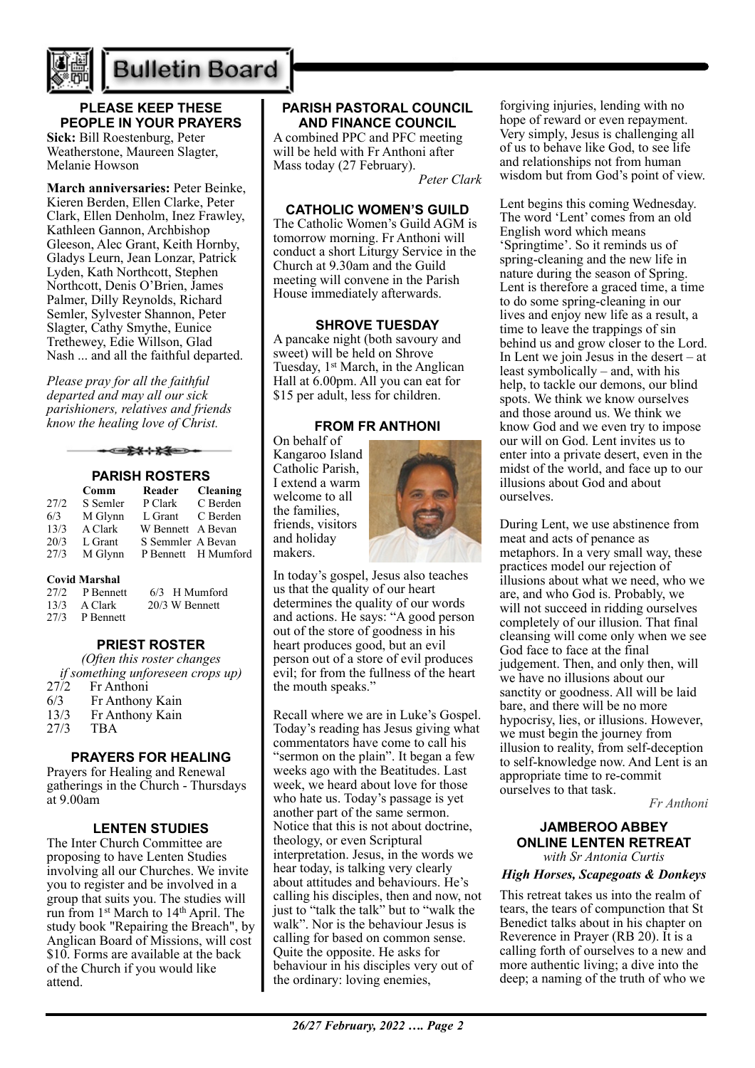# Bulletin Board

### PLEASE KEEP THESE PEOPLE IN YOUR PRAYERS

**Sick:** Bill Roestenburg, Peter Weatherstone, Maureen Slagter, Melanie Howson

**March anniversaries:** Peter Beinke, Kieren Berden, Ellen Clarke, Peter Clark, Ellen Denholm, Inez Frawley, Kathleen Gannon, Archbishop Gleeson, Alec Grant, Keith Hornby, Gladys Leurn, Jean Lonzar, Patrick Lyden, Kath Northcott, Stephen Northcott, Denis O'Brien, James Palmer, Dilly Reynolds, Richard Semler, Sylvester Shannon, Peter Slagter, Cathy Smythe, Eunice Trethewey, Edie Willson, Glad Nash ... and all the faithful departed.

*Please pray for all the faithful departed and may all our sick parishioners, relatives and friends know the healing love of Christ.*

### PARISH ROSTERS

| | Comm | Reader | Cleaning |
|---|---|---|---|
| 27/2 | S Semler | P Clark | C Berden |
| 6/3 | M Glynn | L Grant | C Berden |
| 13/3 | A Clark | W Bennett | A Bevan |
| 20/3 | L Grant | S Semmler | A Bevan |
| 27/3 | M Glynn | P Bennett | H Mumford |

**Covid Marshal**

| | | | |
|---|---|---|---|
| 27/2 | P Bennett | 6/3 | H Mumford |
| 13/3 | A Clark | 20/3 | W Bennett |
| 27/3 | P Bennett | | |

### PRIEST ROSTER

*(Often this roster changes if something unforeseen crops up)*

| | |
|---|---|
| 27/2 | Fr Anthoni |
| 6/3 | Fr Anthony Kain |
| 13/3 | Fr Anthony Kain |
| 27/3 | TBA |

### PRAYERS FOR HEALING

Prayers for Healing and Renewal gatherings in the Church - Thursdays at 9.00am

### LENTEN STUDIES

The Inter Church Committee are proposing to have Lenten Studies involving all our Churches. We invite you to register and be involved in a group that suits you. The studies will run from 1st March to 14th April. The study book "Repairing the Breach", by Anglican Board of Missions, will cost $10. Forms are available at the back of the Church if you would like attend.

### PARISH PASTORAL COUNCIL AND FINANCE COUNCIL

A combined PPC and PFC meeting will be held with Fr Anthoni after Mass today (27 February).

*Peter Clark*

### CATHOLIC WOMEN'S GUILD

The Catholic Women's Guild AGM is tomorrow morning. Fr Anthoni will conduct a short Liturgy Service in the Church at 9.30am and the Guild meeting will convene in the Parish House immediately afterwards.

### SHROVE TUESDAY

A pancake night (both savoury and sweet) will be held on Shrove Tuesday, 1st March, in the Anglican Hall at 6.00pm. All you can eat for $15 per adult, less for children.

### FROM FR ANTHONI

On behalf of Kangaroo Island Catholic Parish, I extend a warm welcome to all the families, friends, visitors and holiday makers.

In today's gospel, Jesus also teaches us that the quality of our heart determines the quality of our words and actions. He says: "A good person out of the store of goodness in his heart produces good, but an evil person out of a store of evil produces evil; for from the fullness of the heart the mouth speaks."

Recall where we are in Luke's Gospel. Today's reading has Jesus giving what commentators have come to call his "sermon on the plain". It began a few weeks ago with the Beatitudes. Last week, we heard about love for those who hate us. Today's passage is yet another part of the same sermon. Notice that this is not about doctrine, theology, or even Scriptural interpretation. Jesus, in the words we hear today, is talking very clearly about attitudes and behaviours. He's calling his disciples, then and now, not just to "talk the talk" but to "walk the walk". Nor is the behaviour Jesus is calling for based on common sense. Quite the opposite. He asks for behaviour in his disciples very out of the ordinary: loving enemies, forgiving injuries, lending with no hope of reward or even repayment. Very simply, Jesus is challenging all of us to behave like God, to see life and relationships not from human wisdom but from God's point of view.

Lent begins this coming Wednesday. The word 'Lent' comes from an old English word which means 'Springtime'. So it reminds us of spring-cleaning and the new life in nature during the season of Spring. Lent is therefore a graced time, a time to do some spring-cleaning in our lives and enjoy new life as a result, a time to leave the trappings of sin behind us and grow closer to the Lord. In Lent we join Jesus in the desert – at least symbolically – and, with his help, to tackle our demons, our blind spots. We think we know ourselves and those around us. We think we know God and we even try to impose our will on God. Lent invites us to enter into a private desert, even in the midst of the world, and face up to our illusions about God and about ourselves.

During Lent, we use abstinence from meat and acts of penance as metaphors. In a very small way, these practices model our rejection of illusions about what we need, who we are, and who God is. Probably, we will not succeed in ridding ourselves completely of our illusion. That final cleansing will come only when we see God face to face at the final judgement. Then, and only then, will we have no illusions about our sanctity or goodness. All will be laid bare, and there will be no more hypocrisy, lies, or illusions. However, we must begin the journey from illusion to reality, from self-deception to self-knowledge now. And Lent is an appropriate time to re-commit ourselves to that task.

*Fr Anthoni*

### JAMBEROO ABBEY ONLINE LENTEN RETREAT

*with Sr Antonia Curtis*

***High Horses, Scapegoats & Donkeys***

This retreat takes us into the realm of tears, the tears of compunction that St Benedict talks about in his chapter on Reverence in Prayer (RB 20). It is a calling forth of ourselves to a new and more authentic living; a dive into the deep; a naming of the truth of who we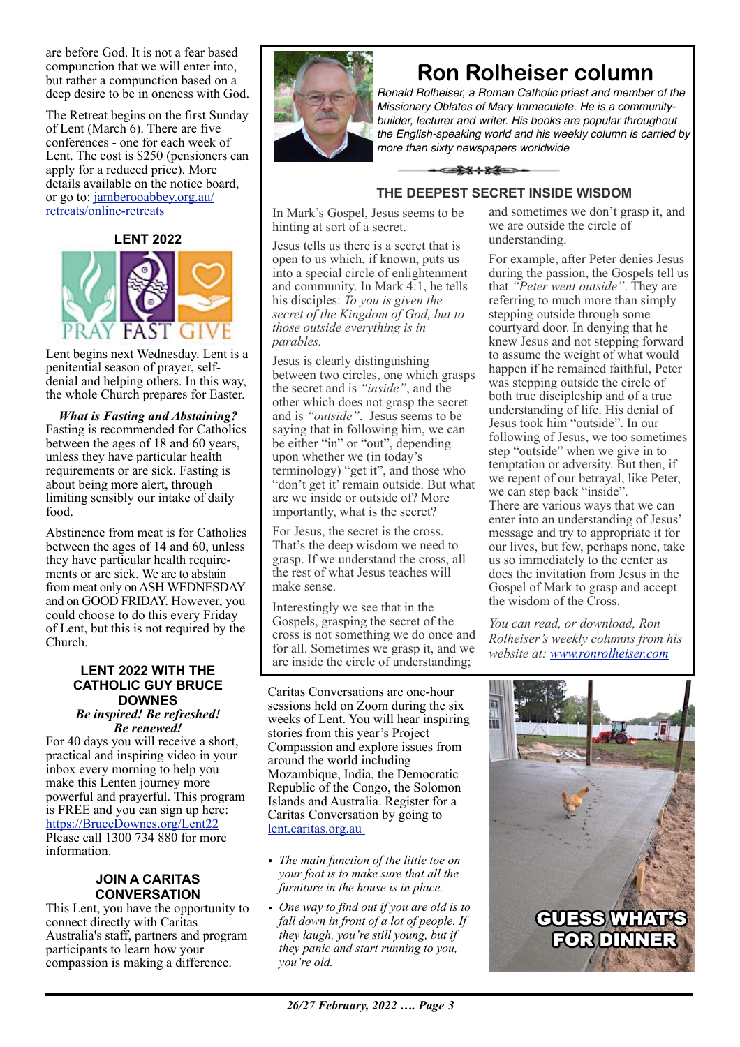are before God. It is not a fear based compunction that we will enter into, but rather a compunction based on a deep desire to be in oneness with God.

The Retreat begins on the first Sunday of Lent (March 6). There are five conferences - one for each week of Lent. The cost is $250 (pensioners can apply for a reduced price). More details available on the notice board, or go to: jamberooabbey.org.au/retreats/online-retreats

### LENT 2022

PRAY FAST GIVE

Lent begins next Wednesday. Lent is a penitential season of prayer, self-denial and helping others. In this way, the whole Church prepares for Easter.

***What is Fasting and Abstaining?*** Fasting is recommended for Catholics between the ages of 18 and 60 years, unless they have particular health requirements or are sick. Fasting is about being more alert, through limiting sensibly our intake of daily food.

Abstinence from meat is for Catholics between the ages of 14 and 60, unless they have particular health requirements or are sick. We are to abstain from meat only on ASH WEDNESDAY and on GOOD FRIDAY. However, you could choose to do this every Friday of Lent, but this is not required by the Church.

### LENT 2022 WITH THE CATHOLIC GUY BRUCE DOWNES

***Be inspired! Be refreshed! Be renewed!***

For 40 days you will receive a short, practical and inspiring video in your inbox every morning to help you make this Lenten journey more powerful and prayerful. This program is FREE and you can sign up here: https://BruceDownes.org/Lent22
Please call 1300 734 880 for more information.

### JOIN A CARITAS CONVERSATION

This Lent, you have the opportunity to connect directly with Caritas Australia's staff, partners and program participants to learn how your compassion is making a difference.

Caritas Conversations are one-hour sessions held on Zoom during the six weeks of Lent. You will hear inspiring stories from this year's Project Compassion and explore issues from around the world including Mozambique, India, the Democratic Republic of the Congo, the Solomon Islands and Australia. Register for a Caritas Conversation by going to lent.caritas.org.au

## Ron Rolheiser column

*Ronald Rolheiser, a Roman Catholic priest and member of the Missionary Oblates of Mary Immaculate. He is a community-builder, lecturer and writer. His books are popular throughout the English-speaking world and his weekly column is carried by more than sixty newspapers worldwide*

### THE DEEPEST SECRET INSIDE WISDOM

In Mark's Gospel, Jesus seems to be hinting at sort of a secret.

Jesus tells us there is a secret that is open to us which, if known, puts us into a special circle of enlightenment and community. In Mark 4:1, he tells his disciples: *To you is given the secret of the Kingdom of God, but to those outside everything is in parables.*

Jesus is clearly distinguishing between two circles, one which grasps the secret and is *"inside"*, and the other which does not grasp the secret and is *"outside"*. Jesus seems to be saying that in following him, we can be either "in" or "out", depending upon whether we (in today's terminology) "get it", and those who "don't get it' remain outside. But what are we inside or outside of? More importantly, what is the secret?

For Jesus, the secret is the cross. That's the deep wisdom we need to grasp. If we understand the cross, all the rest of what Jesus teaches will make sense.

Interestingly we see that in the Gospels, grasping the secret of the cross is not something we do once and for all. Sometimes we grasp it, and we are inside the circle of understanding; and sometimes we don't grasp it, and we are outside the circle of understanding.

For example, after Peter denies Jesus during the passion, the Gospels tell us that *"Peter went outside"*. They are referring to much more than simply stepping outside through some courtyard door. In denying that he knew Jesus and not stepping forward to assume the weight of what would happen if he remained faithful, Peter was stepping outside the circle of both true discipleship and of a true understanding of life. His denial of Jesus took him "outside". In our following of Jesus, we too sometimes step "outside" when we give in to temptation or adversity. But then, if we repent of our betrayal, like Peter, we can step back "inside".
There are various ways that we can enter into an understanding of Jesus' message and try to appropriate it for our lives, but few, perhaps none, take us so immediately to the center as does the invitation from Jesus in the Gospel of Mark to grasp and accept the wisdom of the Cross.

*You can read, or download, Ron Rolheiser's weekly columns from his website at: www.ronrolheiser.com*

---

- *The main function of the little toe on your foot is to make sure that all the furniture in the house is in place.*
- *One way to find out if you are old is to fall down in front of a lot of people. If they laugh, you're still young, but if they panic and start running to you, you're old.*

GUESS WHAT'S FOR DINNER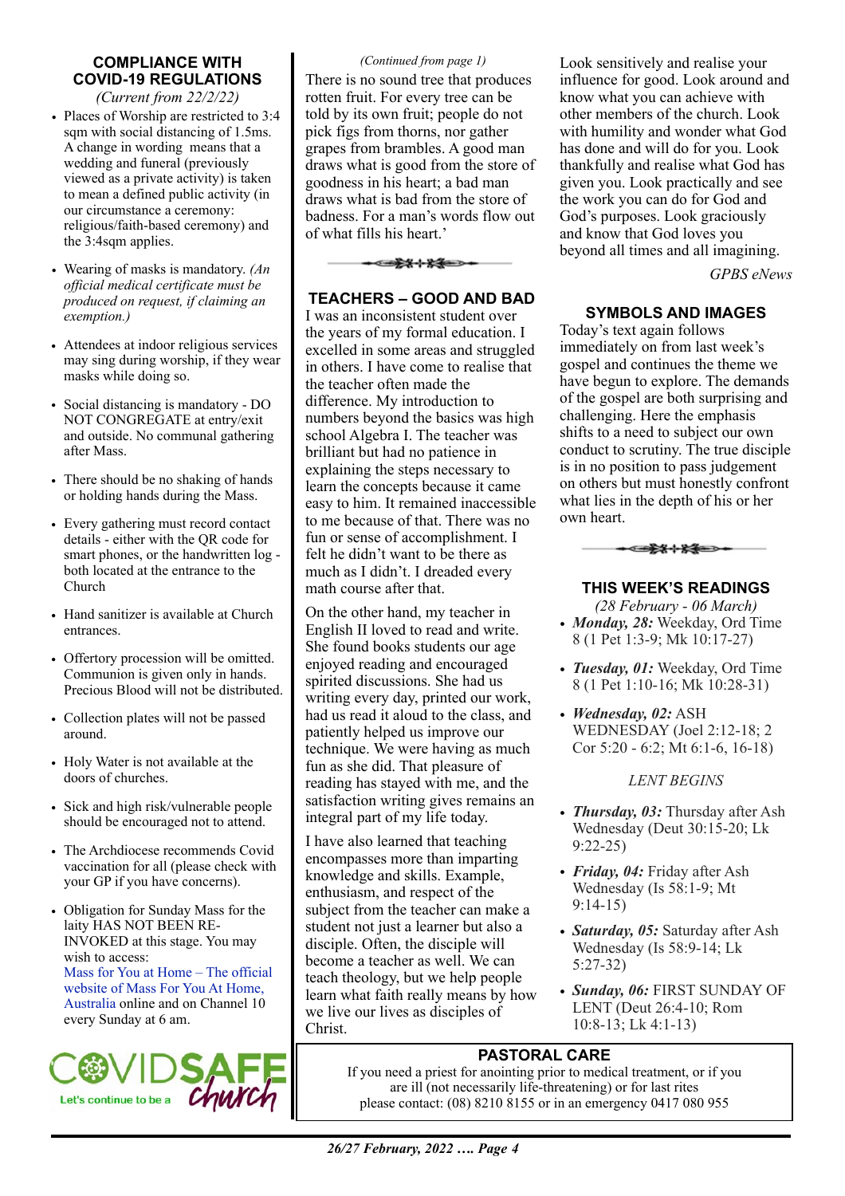## COMPLIANCE WITH COVID-19 REGULATIONS

*(Current from 22/2/22)*

- Places of Worship are restricted to 3:4 sqm with social distancing of 1.5ms. A change in wording means that a wedding and funeral (previously viewed as a private activity) is taken to mean a defined public activity (in our circumstance a ceremony: religious/faith-based ceremony) and the 3:4sqm applies.
- Wearing of masks is mandatory. *(An official medical certificate must be produced on request, if claiming an exemption.)*
- Attendees at indoor religious services may sing during worship, if they wear masks while doing so.
- Social distancing is mandatory - DO NOT CONGREGATE at entry/exit and outside. No communal gathering after Mass.
- There should be no shaking of hands or holding hands during the Mass.
- Every gathering must record contact details - either with the QR code for smart phones, or the handwritten log - both located at the entrance to the Church
- Hand sanitizer is available at Church entrances.
- Offertory procession will be omitted. Communion is given only in hands. Precious Blood will not be distributed.
- Collection plates will not be passed around.
- Holy Water is not available at the doors of churches.
- Sick and high risk/vulnerable people should be encouraged not to attend.
- The Archdiocese recommends Covid vaccination for all (please check with your GP if you have concerns).
- Obligation for Sunday Mass for the laity HAS NOT BEEN RE-INVOKED at this stage. You may wish to access: Mass for You at Home – The official website of Mass For You At Home, Australia online and on Channel 10 every Sunday at 6 am.

COVIDSAFE church — Let's continue to be a

*(Continued from page 1)*

There is no sound tree that produces rotten fruit. For every tree can be told by its own fruit; people do not pick figs from thorns, nor gather grapes from brambles. A good man draws what is good from the store of goodness in his heart; a bad man draws what is bad from the store of badness. For a man's words flow out of what fills his heart.'

## TEACHERS – GOOD AND BAD

I was an inconsistent student over the years of my formal education. I excelled in some areas and struggled in others. I have come to realise that the teacher often made the difference. My introduction to numbers beyond the basics was high school Algebra I. The teacher was brilliant but had no patience in explaining the steps necessary to learn the concepts because it came easy to him. It remained inaccessible to me because of that. There was no fun or sense of accomplishment. I felt he didn't want to be there as much as I didn't. I dreaded every math course after that.

On the other hand, my teacher in English II loved to read and write. She found books students our age enjoyed reading and encouraged spirited discussions. She had us writing every day, printed our work, had us read it aloud to the class, and patiently helped us improve our technique. We were having as much fun as she did. That pleasure of reading has stayed with me, and the satisfaction writing gives remains an integral part of my life today.

I have also learned that teaching encompasses more than imparting knowledge and skills. Example, enthusiasm, and respect of the subject from the teacher can make a student not just a learner but also a disciple. Often, the disciple will become a teacher as well. We can teach theology, but we help people learn what faith really means by how we live our lives as disciples of Christ.

Look sensitively and realise your influence for good. Look around and know what you can achieve with other members of the church. Look with humility and wonder what God has done and will do for you. Look thankfully and realise what God has given you. Look practically and see the work you can do for God and God's purposes. Look graciously and know that God loves you beyond all times and all imagining.

*GPBS eNews*

## SYMBOLS AND IMAGES

Today's text again follows immediately on from last week's gospel and continues the theme we have begun to explore. The demands of the gospel are both surprising and challenging. Here the emphasis shifts to a need to subject our own conduct to scrutiny. The true disciple is in no position to pass judgement on others but must honestly confront what lies in the depth of his or her own heart.

## THIS WEEK'S READINGS

*(28 February - 06 March)*

- ***Monday, 28:*** Weekday, Ord Time 8 (1 Pet 1:3-9; Mk 10:17-27)
- ***Tuesday, 01:*** Weekday, Ord Time 8 (1 Pet 1:10-16; Mk 10:28-31)
- ***Wednesday, 02:*** ASH WEDNESDAY (Joel 2:12-18; 2 Cor 5:20 - 6:2; Mt 6:1-6, 16-18)

*LENT BEGINS*

- ***Thursday, 03:*** Thursday after Ash Wednesday (Deut 30:15-20; Lk 9:22-25)
- ***Friday, 04:*** Friday after Ash Wednesday (Is 58:1-9; Mt 9:14-15)
- ***Saturday, 05:*** Saturday after Ash Wednesday (Is 58:9-14; Lk 5:27-32)
- ***Sunday, 06:*** FIRST SUNDAY OF LENT (Deut 26:4-10; Rom 10:8-13; Lk 4:1-13)

## PASTORAL CARE

If you need a priest for anointing prior to medical treatment, or if you are ill (not necessarily life-threatening) or for last rites please contact: (08) 8210 8155 or in an emergency 0417 080 955